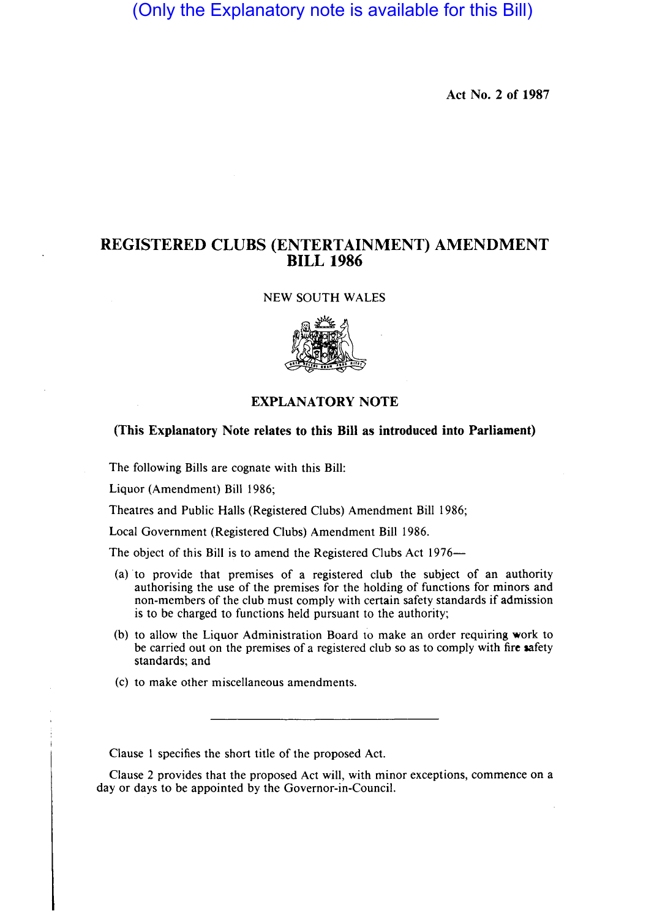(Only the Explanatory note is available for this Bill)

Act No. 2 of 1987

# REGISTERED CLUBS (ENTERTAINMENT) AMENDMENT BILL 1986

NEW SOUTH WALES

## EXPLANATORY NOTE

**(This Explanatory Note relates to this Bill as introduced into Parliament)**

The following Bills are cognate with this Bill:

Liquor (Amendment) Bill 1986;

Theatres and Public Halls (Registered Clubs) Amendment Bill 1986;

Local Government (Registered Clubs) Amendment Bill 1986.

The object of this Bill is to amend the Registered Clubs Act 1976—

(a) to provide that premises of a registered club the subject of an authority authorising the use of the premises for the holding of functions for minors and non-members of the club must comply with certain safety standards if admission is to be charged to functions held pursuant to the authority;

(b) to allow the Liquor Administration Board to make an order requiring work to be carried out on the premises of a registered club so as to comply with fire safety standards; and

(c) to make other miscellaneous amendments.

---

Clause 1 specifies the short title of the proposed Act.

Clause 2 provides that the proposed Act will, with minor exceptions, commence on a day or days to be appointed by the Governor-in-Council.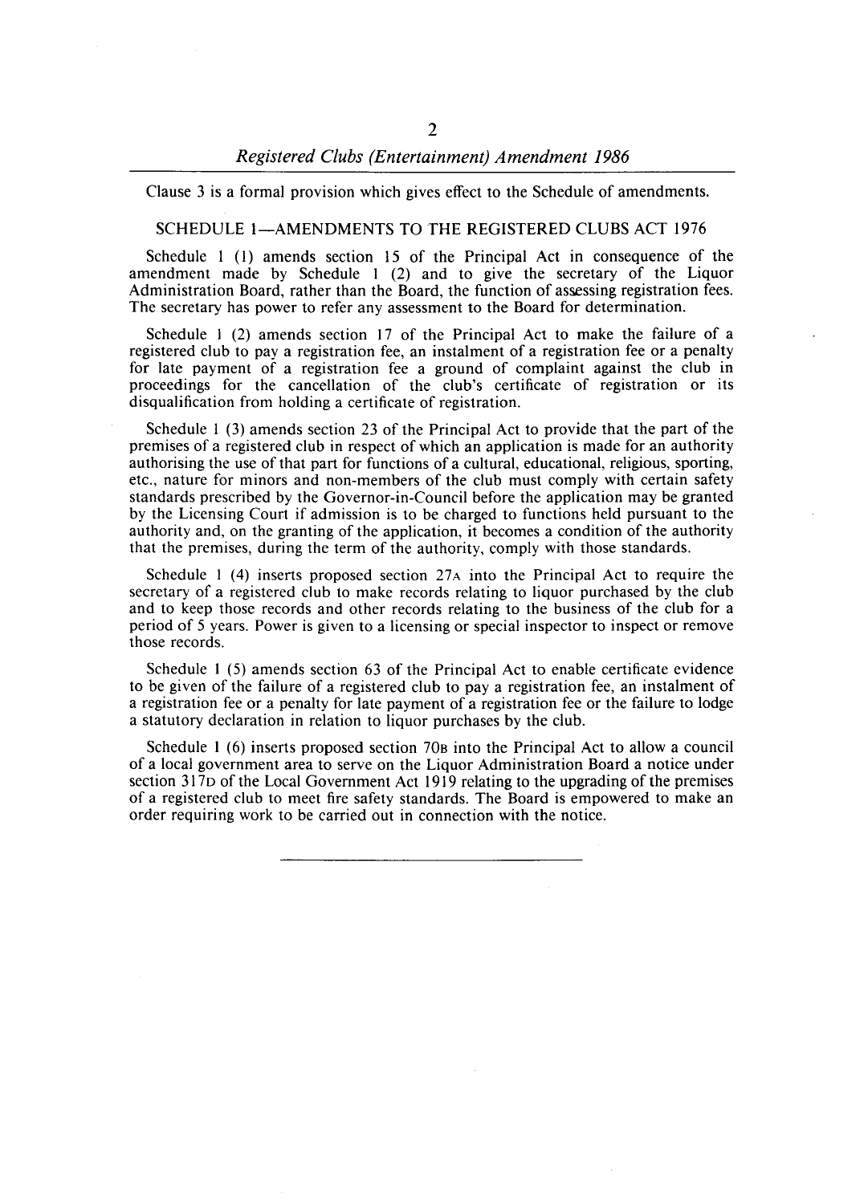Clause 3 is a formal provision which gives effect to the Schedule of amendments.

## SCHEDULE 1—AMENDMENTS TO THE REGISTERED CLUBS ACT 1976

Schedule 1 (1) amends section 15 of the Principal Act in consequence of the amendment made by Schedule 1 (2) and to give the secretary of the Liquor Administration Board, rather than the Board, the function of assessing registration fees. The secretary has power to refer any assessment to the Board for determination.

Schedule 1 (2) amends section 17 of the Principal Act to make the failure of a registered club to pay a registration fee, an instalment of a registration fee or a penalty for late payment of a registration fee a ground of complaint against the club in proceedings for the cancellation of the club's certificate of registration or its disqualification from holding a certificate of registration.

Schedule 1 (3) amends section 23 of the Principal Act to provide that the part of the premises of a registered club in respect of which an application is made for an authority authorising the use of that part for functions of a cultural, educational, religious, sporting, etc., nature for minors and non-members of the club must comply with certain safety standards prescribed by the Governor-in-Council before the application may be granted by the Licensing Court if admission is to be charged to functions held pursuant to the authority and, on the granting of the application, it becomes a condition of the authority that the premises, during the term of the authority, comply with those standards.

Schedule 1 (4) inserts proposed section 27A into the Principal Act to require the secretary of a registered club to make records relating to liquor purchased by the club and to keep those records and other records relating to the business of the club for a period of 5 years. Power is given to a licensing or special inspector to inspect or remove those records.

Schedule 1 (5) amends section 63 of the Principal Act to enable certificate evidence to be given of the failure of a registered club to pay a registration fee, an instalment of a registration fee or a penalty for late payment of a registration fee or the failure to lodge a statutory declaration in relation to liquor purchases by the club.

Schedule 1 (6) inserts proposed section 70B into the Principal Act to allow a council of a local government area to serve on the Liquor Administration Board a notice under section 317D of the Local Government Act 1919 relating to the upgrading of the premises of a registered club to meet fire safety standards. The Board is empowered to make an order requiring work to be carried out in connection with the notice.